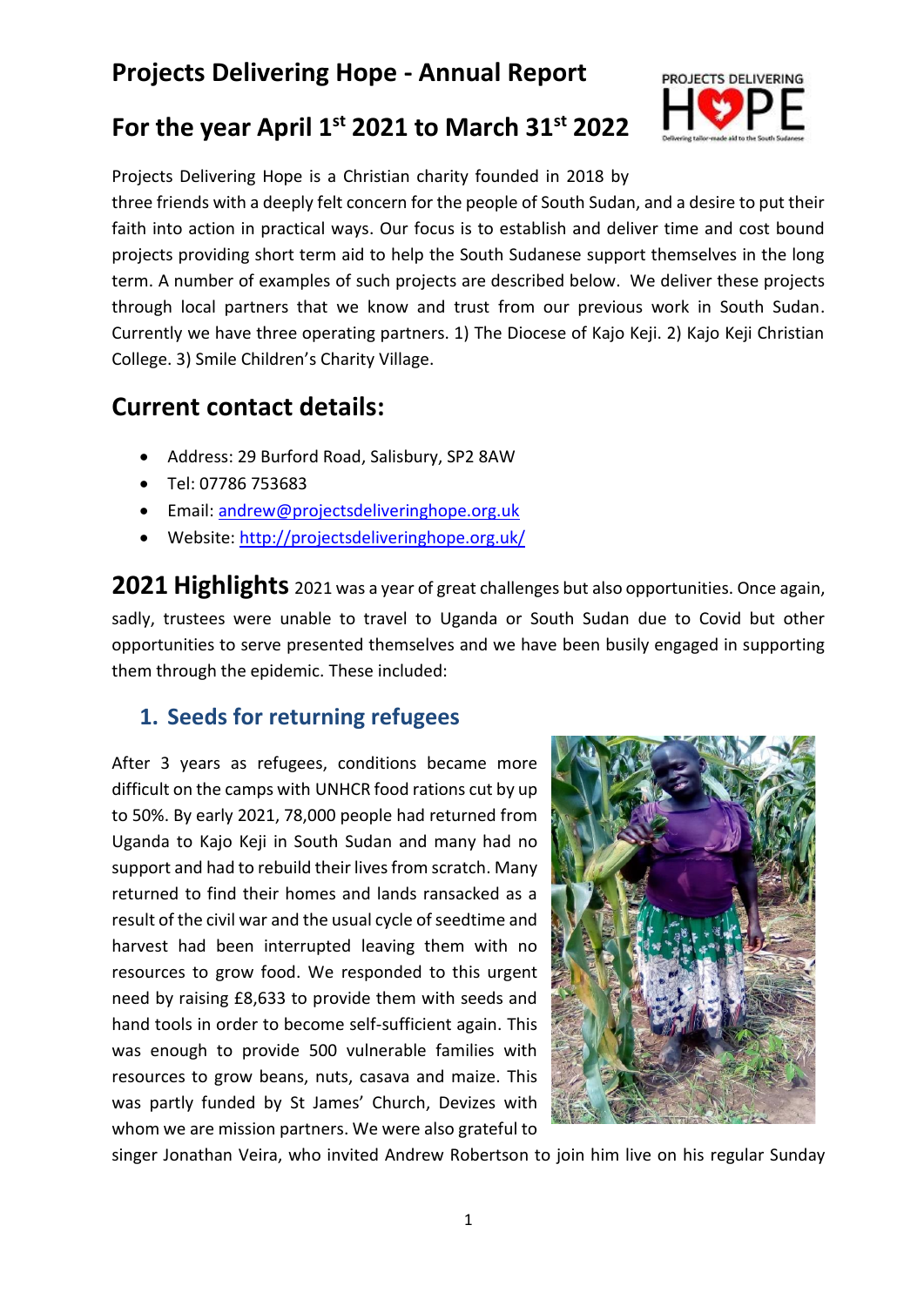# Projects Delivering Hope - Annual Report

## For the year April 1st 2021 to March 31st 2022

Projects Delivering Hope is a Christian charity founded in 2018 by three friends with a deeply felt concern for the people of South Sudan, and a desire to put their faith into action in practical ways. Our focus is to establish and deliver time and cost bound projects providing short term aid to help the South Sudanese support themselves in the long term. A number of examples of such projects are described below. We deliver these projects through local partners that we know and trust from our previous work in South Sudan. Currently we have three operating partners. 1) The Diocese of Kajo Keji. 2) Kajo Keji Christian College. 3) Smile Children's Charity Village.

## Current contact details:

- Address: 29 Burford Road, Salisbury, SP2 8AW
- Tel: 07786 753683
- Email: andrew@projectsdeliveringhope.org.uk
- Website: http://projectsdeliveringhope.org.uk/

## 2021 Highlights

2021 was a year of great challenges but also opportunities. Once again, sadly, trustees were unable to travel to Uganda or South Sudan due to Covid but other opportunities to serve presented themselves and we have been busily engaged in supporting them through the epidemic. These included:

### 1. Seeds for returning refugees

After 3 years as refugees, conditions became more difficult on the camps with UNHCR food rations cut by up to 50%. By early 2021, 78,000 people had returned from Uganda to Kajo Keji in South Sudan and many had no support and had to rebuild their lives from scratch. Many returned to find their homes and lands ransacked as a result of the civil war and the usual cycle of seedtime and harvest had been interrupted leaving them with no resources to grow food. We responded to this urgent need by raising £8,633 to provide them with seeds and hand tools in order to become self-sufficient again. This was enough to provide 500 vulnerable families with resources to grow beans, nuts, casava and maize. This was partly funded by St James' Church, Devizes with whom we are mission partners. We were also grateful to singer Jonathan Veira, who invited Andrew Robertson to join him live on his regular Sunday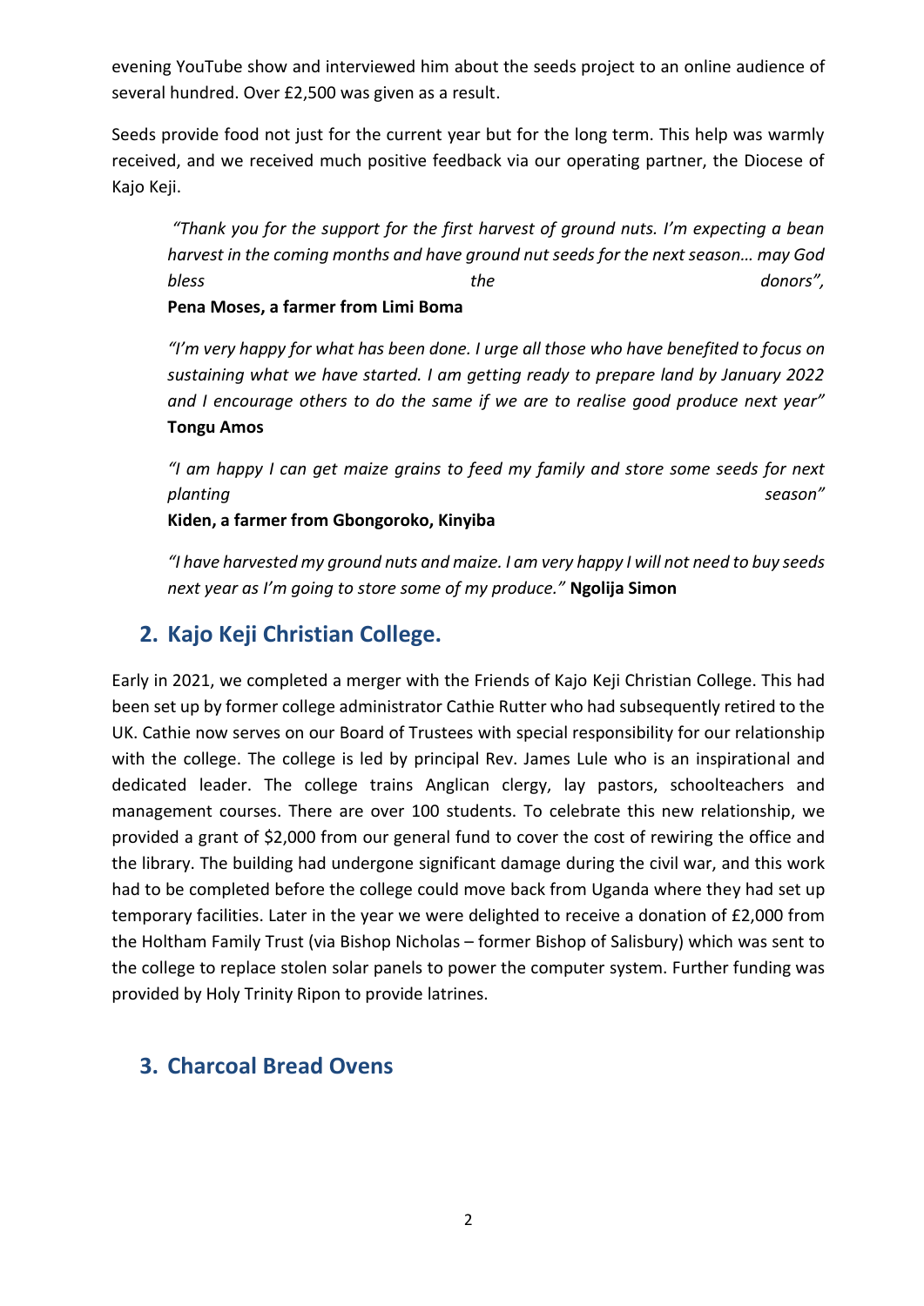evening YouTube show and interviewed him about the seeds project to an online audience of several hundred. Over £2,500 was given as a result.

Seeds provide food not just for the current year but for the long term. This help was warmly received, and we received much positive feedback via our operating partner, the Diocese of Kajo Keji.

> *"Thank you for the support for the first harvest of ground nuts. I'm expecting a bean harvest in the coming months and have ground nut seeds for the next season… may God bless the donors",*
> **Pena Moses, a farmer from Limi Boma**

> *"I'm very happy for what has been done. I urge all those who have benefited to focus on sustaining what we have started. I am getting ready to prepare land by January 2022 and I encourage others to do the same if we are to realise good produce next year"*
> **Tongu Amos**

> *"I am happy I can get maize grains to feed my family and store some seeds for next planting season"*
> **Kiden, a farmer from Gbongoroko, Kinyiba**

> *"I have harvested my ground nuts and maize. I am very happy I will not need to buy seeds next year as I'm going to store some of my produce."* **Ngolija Simon**

## 2. Kajo Keji Christian College.

Early in 2021, we completed a merger with the Friends of Kajo Keji Christian College. This had been set up by former college administrator Cathie Rutter who had subsequently retired to the UK. Cathie now serves on our Board of Trustees with special responsibility for our relationship with the college. The college is led by principal Rev. James Lule who is an inspirational and dedicated leader. The college trains Anglican clergy, lay pastors, schoolteachers and management courses. There are over 100 students. To celebrate this new relationship, we provided a grant of $2,000 from our general fund to cover the cost of rewiring the office and the library. The building had undergone significant damage during the civil war, and this work had to be completed before the college could move back from Uganda where they had set up temporary facilities. Later in the year we were delighted to receive a donation of £2,000 from the Holtham Family Trust (via Bishop Nicholas – former Bishop of Salisbury) which was sent to the college to replace stolen solar panels to power the computer system. Further funding was provided by Holy Trinity Ripon to provide latrines.

## 3. Charcoal Bread Ovens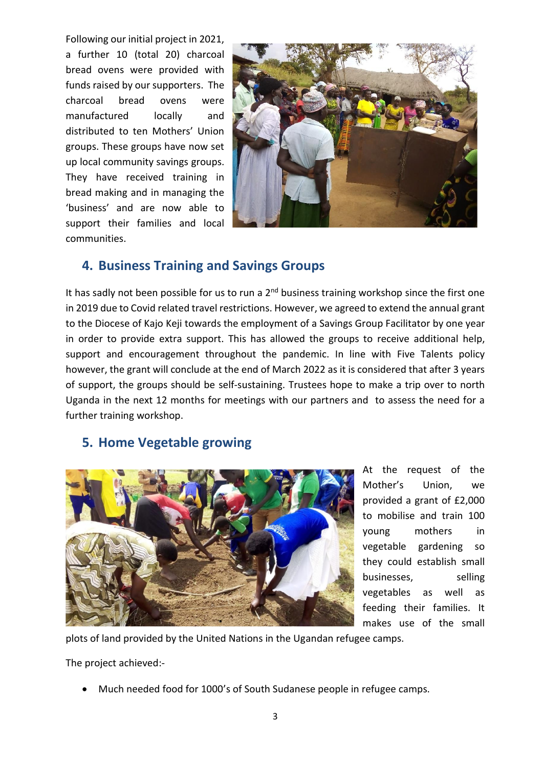Following our initial project in 2021, a further 10 (total 20) charcoal bread ovens were provided with funds raised by our supporters. The charcoal bread ovens were manufactured locally and distributed to ten Mothers' Union groups. These groups have now set up local community savings groups. They have received training in bread making and in managing the 'business' and are now able to support their families and local communities.

## 4. Business Training and Savings Groups

It has sadly not been possible for us to run a 2nd business training workshop since the first one in 2019 due to Covid related travel restrictions. However, we agreed to extend the annual grant to the Diocese of Kajo Keji towards the employment of a Savings Group Facilitator by one year in order to provide extra support. This has allowed the groups to receive additional help, support and encouragement throughout the pandemic. In line with Five Talents policy however, the grant will conclude at the end of March 2022 as it is considered that after 3 years of support, the groups should be self-sustaining. Trustees hope to make a trip over to north Uganda in the next 12 months for meetings with our partners and to assess the need for a further training workshop.

## 5. Home Vegetable growing

At the request of the Mother's Union, we provided a grant of £2,000 to mobilise and train 100 young mothers in vegetable gardening so they could establish small businesses, selling vegetables as well as feeding their families. It makes use of the small plots of land provided by the United Nations in the Ugandan refugee camps.

The project achieved:-

- Much needed food for 1000's of South Sudanese people in refugee camps.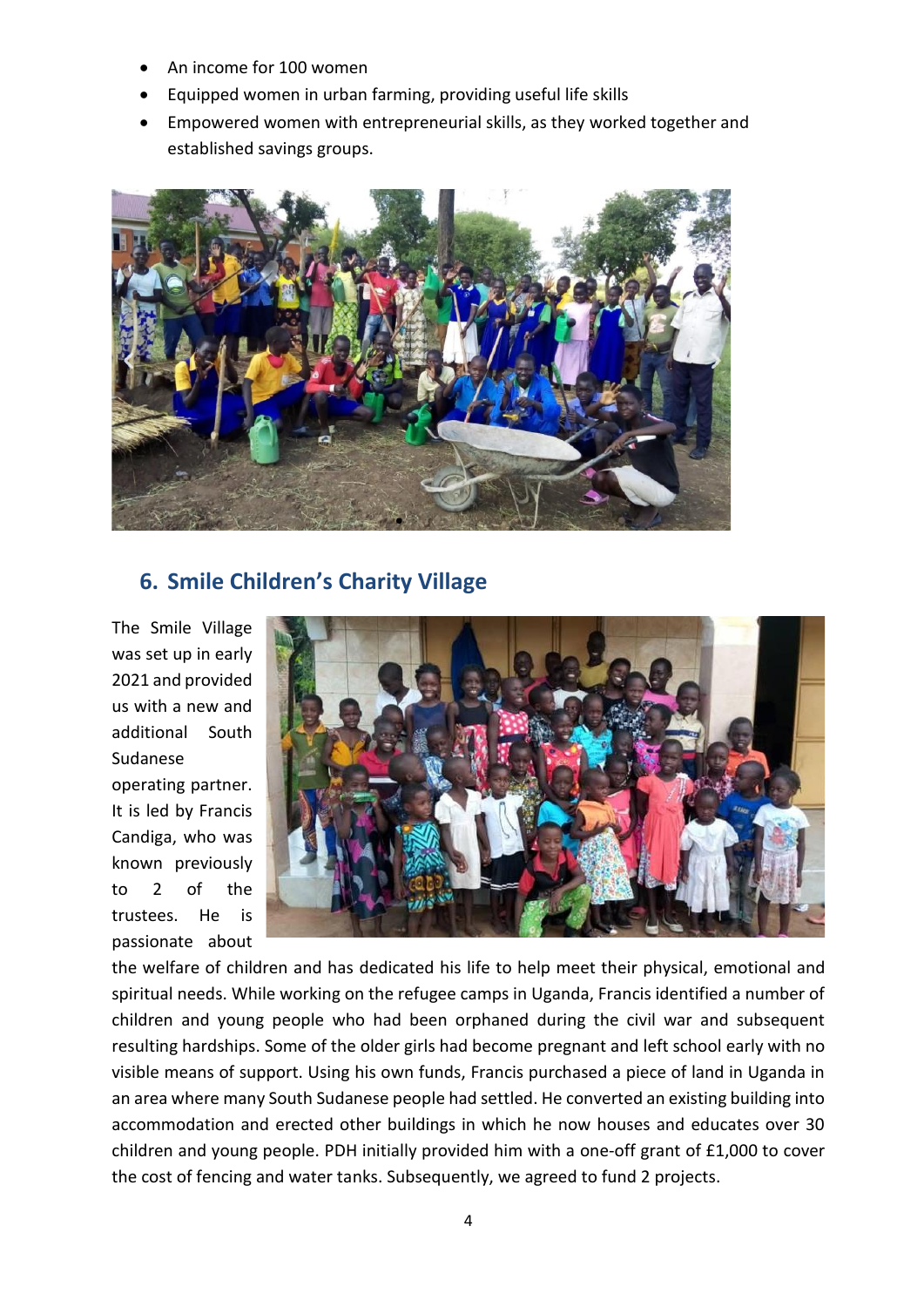- An income for 100 women
- Equipped women in urban farming, providing useful life skills
- Empowered women with entrepreneurial skills, as they worked together and established savings groups.

## 6. Smile Children's Charity Village

The Smile Village was set up in early 2021 and provided us with a new and additional South Sudanese operating partner. It is led by Francis Candiga, who was known previously to 2 of the trustees. He is passionate about the welfare of children and has dedicated his life to help meet their physical, emotional and spiritual needs. While working on the refugee camps in Uganda, Francis identified a number of children and young people who had been orphaned during the civil war and subsequent resulting hardships. Some of the older girls had become pregnant and left school early with no visible means of support. Using his own funds, Francis purchased a piece of land in Uganda in an area where many South Sudanese people had settled. He converted an existing building into accommodation and erected other buildings in which he now houses and educates over 30 children and young people. PDH initially provided him with a one-off grant of £1,000 to cover the cost of fencing and water tanks. Subsequently, we agreed to fund 2 projects.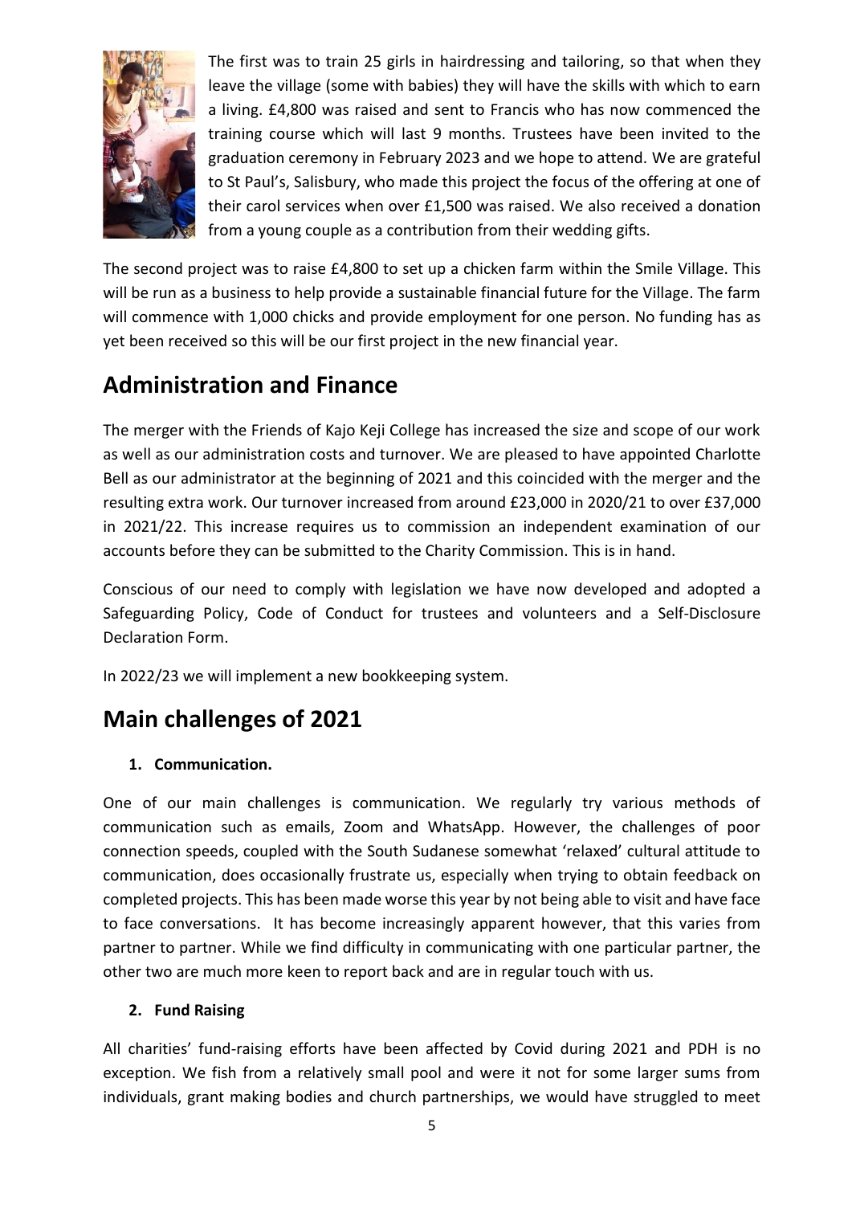The first was to train 25 girls in hairdressing and tailoring, so that when they leave the village (some with babies) they will have the skills with which to earn a living. £4,800 was raised and sent to Francis who has now commenced the training course which will last 9 months. Trustees have been invited to the graduation ceremony in February 2023 and we hope to attend. We are grateful to St Paul's, Salisbury, who made this project the focus of the offering at one of their carol services when over £1,500 was raised. We also received a donation from a young couple as a contribution from their wedding gifts.

The second project was to raise £4,800 to set up a chicken farm within the Smile Village. This will be run as a business to help provide a sustainable financial future for the Village. The farm will commence with 1,000 chicks and provide employment for one person. No funding has as yet been received so this will be our first project in the new financial year.

## Administration and Finance

The merger with the Friends of Kajo Keji College has increased the size and scope of our work as well as our administration costs and turnover. We are pleased to have appointed Charlotte Bell as our administrator at the beginning of 2021 and this coincided with the merger and the resulting extra work. Our turnover increased from around £23,000 in 2020/21 to over £37,000 in 2021/22. This increase requires us to commission an independent examination of our accounts before they can be submitted to the Charity Commission. This is in hand.

Conscious of our need to comply with legislation we have now developed and adopted a Safeguarding Policy, Code of Conduct for trustees and volunteers and a Self-Disclosure Declaration Form.

In 2022/23 we will implement a new bookkeeping system.

## Main challenges of 2021

1. **Communication.**

One of our main challenges is communication. We regularly try various methods of communication such as emails, Zoom and WhatsApp. However, the challenges of poor connection speeds, coupled with the South Sudanese somewhat 'relaxed' cultural attitude to communication, does occasionally frustrate us, especially when trying to obtain feedback on completed projects. This has been made worse this year by not being able to visit and have face to face conversations. It has become increasingly apparent however, that this varies from partner to partner. While we find difficulty in communicating with one particular partner, the other two are much more keen to report back and are in regular touch with us.

2. **Fund Raising**

All charities' fund-raising efforts have been affected by Covid during 2021 and PDH is no exception. We fish from a relatively small pool and were it not for some larger sums from individuals, grant making bodies and church partnerships, we would have struggled to meet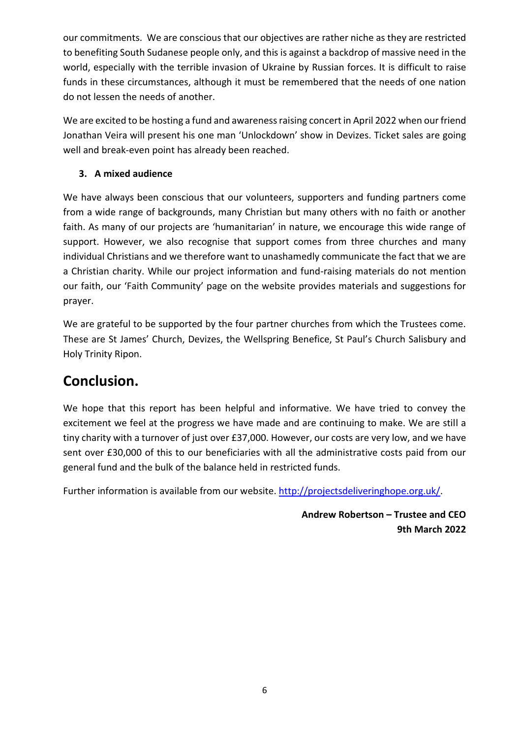our commitments. We are conscious that our objectives are rather niche as they are restricted to benefiting South Sudanese people only, and this is against a backdrop of massive need in the world, especially with the terrible invasion of Ukraine by Russian forces. It is difficult to raise funds in these circumstances, although it must be remembered that the needs of one nation do not lessen the needs of another.

We are excited to be hosting a fund and awareness raising concert in April 2022 when our friend Jonathan Veira will present his one man 'Unlockdown' show in Devizes. Ticket sales are going well and break-even point has already been reached.

**3. A mixed audience**

We have always been conscious that our volunteers, supporters and funding partners come from a wide range of backgrounds, many Christian but many others with no faith or another faith. As many of our projects are 'humanitarian' in nature, we encourage this wide range of support. However, we also recognise that support comes from three churches and many individual Christians and we therefore want to unashamedly communicate the fact that we are a Christian charity. While our project information and fund-raising materials do not mention our faith, our 'Faith Community' page on the website provides materials and suggestions for prayer.

We are grateful to be supported by the four partner churches from which the Trustees come. These are St James' Church, Devizes, the Wellspring Benefice, St Paul's Church Salisbury and Holy Trinity Ripon.

# Conclusion.

We hope that this report has been helpful and informative. We have tried to convey the excitement we feel at the progress we have made and are continuing to make. We are still a tiny charity with a turnover of just over £37,000. However, our costs are very low, and we have sent over £30,000 of this to our beneficiaries with all the administrative costs paid from our general fund and the bulk of the balance held in restricted funds.

Further information is available from our website. http://projectsdeliveringhope.org.uk/.

**Andrew Robertson – Trustee and CEO**
**9th March 2022**